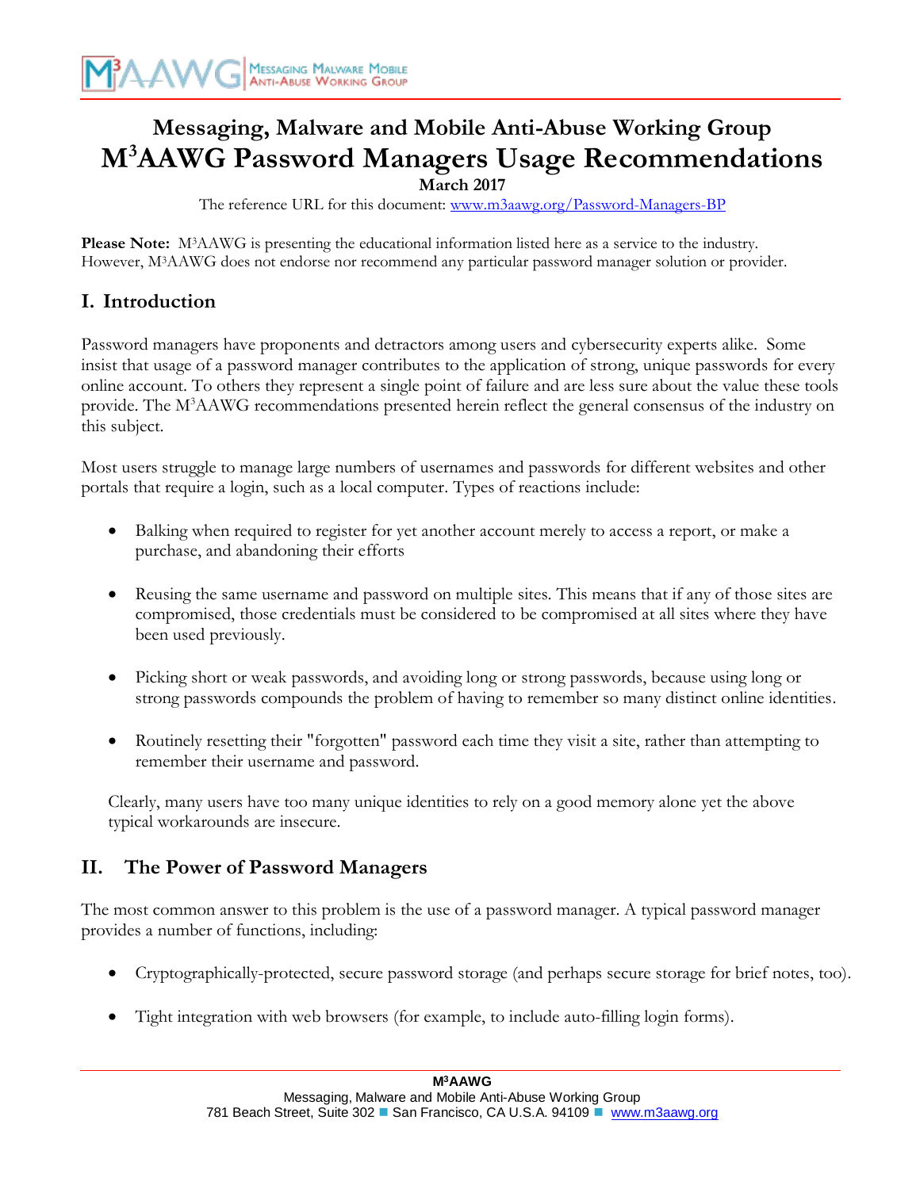# Messaging, Malware and Mobile Anti-Abuse Working Group

# M[3]AAWG Password Managers Usage Recommendations

**March 2017**

The reference URL for this document: www.m3aawg.org/Password-Managers-BP

**Please Note:** M[3]AAWG is presenting the educational information listed here as a service to the industry. However, M[3]AAWG does not endorse nor recommend any particular password manager solution or provider.

## I. Introduction

Password managers have proponents and detractors among users and cybersecurity experts alike. Some insist that usage of a password manager contributes to the application of strong, unique passwords for every online account. To others they represent a single point of failure and are less sure about the value these tools provide. The M[3]AAWG recommendations presented herein reflect the general consensus of the industry on this subject.

Most users struggle to manage large numbers of usernames and passwords for different websites and other portals that require a login, such as a local computer. Types of reactions include:

- Balking when required to register for yet another account merely to access a report, or make a purchase, and abandoning their efforts
- Reusing the same username and password on multiple sites. This means that if any of those sites are compromised, those credentials must be considered to be compromised at all sites where they have been used previously.
- Picking short or weak passwords, and avoiding long or strong passwords, because using long or strong passwords compounds the problem of having to remember so many distinct online identities.
- Routinely resetting their "forgotten" password each time they visit a site, rather than attempting to remember their username and password.

Clearly, many users have too many unique identities to rely on a good memory alone yet the above typical workarounds are insecure.

## II. The Power of Password Managers

The most common answer to this problem is the use of a password manager. A typical password manager provides a number of functions, including:

- Cryptographically-protected, secure password storage (and perhaps secure storage for brief notes, too).
- Tight integration with web browsers (for example, to include auto-filling login forms).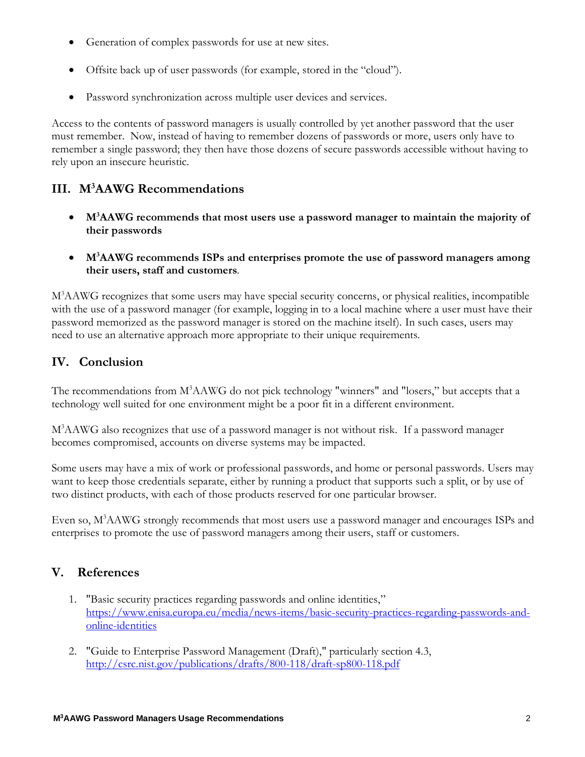- Generation of complex passwords for use at new sites.
- Offsite back up of user passwords (for example, stored in the "cloud").
- Password synchronization across multiple user devices and services.

Access to the contents of password managers is usually controlled by yet another password that the user must remember. Now, instead of having to remember dozens of passwords or more, users only have to remember a single password; they then have those dozens of secure passwords accessible without having to rely upon an insecure heuristic.

## III. M³AAWG Recommendations

- **M³AAWG recommends that most users use a password manager to maintain the majority of their passwords**
- **M³AAWG recommends ISPs and enterprises promote the use of password managers among their users, staff and customers**.

M³AAWG recognizes that some users may have special security concerns, or physical realities, incompatible with the use of a password manager (for example, logging in to a local machine where a user must have their password memorized as the password manager is stored on the machine itself). In such cases, users may need to use an alternative approach more appropriate to their unique requirements.

## IV. Conclusion

The recommendations from M³AAWG do not pick technology "winners" and "losers," but accepts that a technology well suited for one environment might be a poor fit in a different environment.

M³AAWG also recognizes that use of a password manager is not without risk. If a password manager becomes compromised, accounts on diverse systems may be impacted.

Some users may have a mix of work or professional passwords, and home or personal passwords. Users may want to keep those credentials separate, either by running a product that supports such a split, or by use of two distinct products, with each of those products reserved for one particular browser.

Even so, M³AAWG strongly recommends that most users use a password manager and encourages ISPs and enterprises to promote the use of password managers among their users, staff or customers.

## V. References

1. "Basic security practices regarding passwords and online identities," https://www.enisa.europa.eu/media/news-items/basic-security-practices-regarding-passwords-and-online-identities
2. "Guide to Enterprise Password Management (Draft)," particularly section 4.3, http://csrc.nist.gov/publications/drafts/800-118/draft-sp800-118.pdf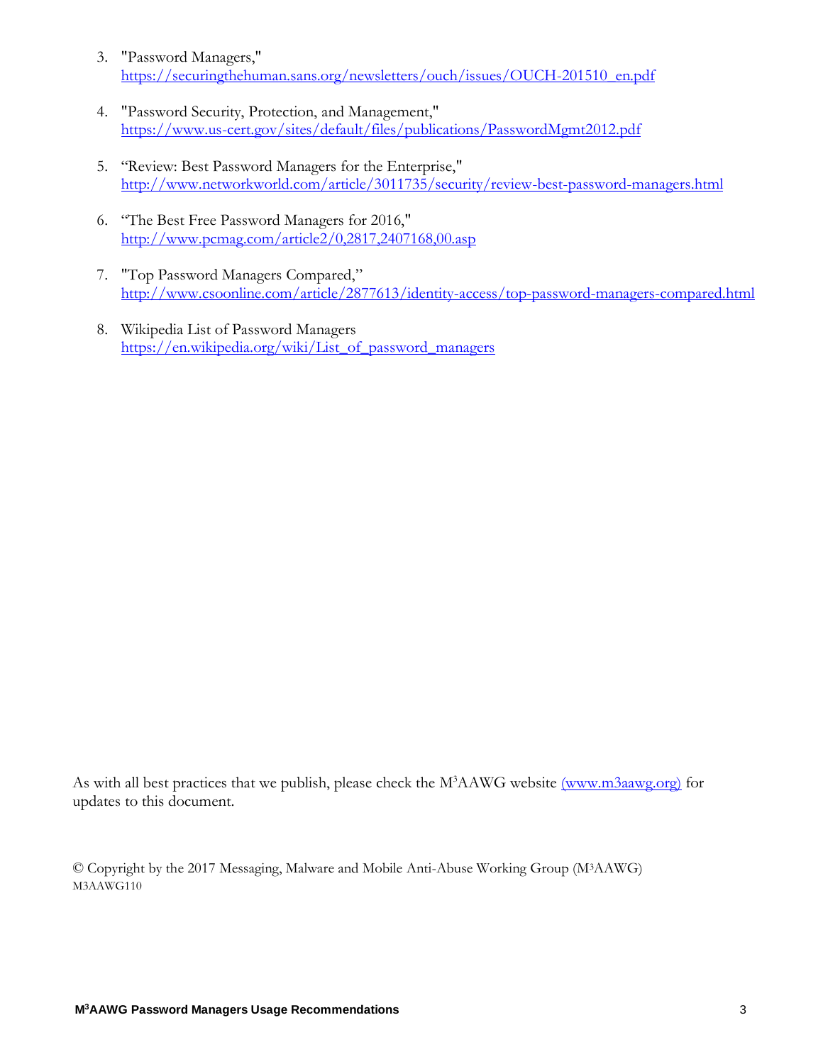3. "Password Managers," https://securingthehuman.sans.org/newsletters/ouch/issues/OUCH-201510_en.pdf

4. "Password Security, Protection, and Management," https://www.us-cert.gov/sites/default/files/publications/PasswordMgmt2012.pdf

5. "Review: Best Password Managers for the Enterprise," http://www.networkworld.com/article/3011735/security/review-best-password-managers.html

6. "The Best Free Password Managers for 2016," http://www.pcmag.com/article2/0,2817,2407168,00.asp

7. "Top Password Managers Compared," http://www.csoonline.com/article/2877613/identity-access/top-password-managers-compared.html

8. Wikipedia List of Password Managers https://en.wikipedia.org/wiki/List_of_password_managers

As with all best practices that we publish, please check the M³AAWG website (www.m3aawg.org) for updates to this document.

© Copyright by the 2017 Messaging, Malware and Mobile Anti-Abuse Working Group (M³AAWG)
M3AAWG110